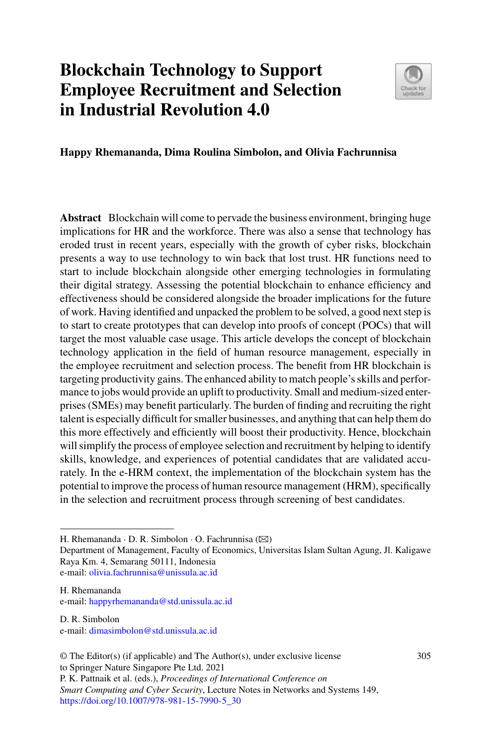# Blockchain Technology to Support Employee Recruitment and Selection in Industrial Revolution 4.0

**Happy Rhemananda, Dima Roulina Simbolon, and Olivia Fachrunnisa**

**Abstract** Blockchain will come to pervade the business environment, bringing huge implications for HR and the workforce. There was also a sense that technology has eroded trust in recent years, especially with the growth of cyber risks, blockchain presents a way to use technology to win back that lost trust. HR functions need to start to include blockchain alongside other emerging technologies in formulating their digital strategy. Assessing the potential blockchain to enhance efficiency and effectiveness should be considered alongside the broader implications for the future of work. Having identified and unpacked the problem to be solved, a good next step is to start to create prototypes that can develop into proofs of concept (POCs) that will target the most valuable case usage. This article develops the concept of blockchain technology application in the field of human resource management, especially in the employee recruitment and selection process. The benefit from HR blockchain is targeting productivity gains. The enhanced ability to match people's skills and performance to jobs would provide an uplift to productivity. Small and medium-sized enterprises (SMEs) may benefit particularly. The burden of finding and recruiting the right talent is especially difficult for smaller businesses, and anything that can help them do this more effectively and efficiently will boost their productivity. Hence, blockchain will simplify the process of employee selection and recruitment by helping to identify skills, knowledge, and experiences of potential candidates that are validated accurately. In the e-HRM context, the implementation of the blockchain system has the potential to improve the process of human resource management (HRM), specifically in the selection and recruitment process through screening of best candidates.

---

H. Rhemananda · D. R. Simbolon · O. Fachrunnisa (✉)
Department of Management, Faculty of Economics, Universitas Islam Sultan Agung, Jl. Kaligawe Raya Km. 4, Semarang 50111, Indonesia
e-mail: olivia.fachrunnisa@unissula.ac.id

H. Rhemananda
e-mail: happyrhemananda@std.unissula.ac.id

D. R. Simbolon
e-mail: dimasimbolon@std.unissula.ac.id

© The Editor(s) (if applicable) and The Author(s), under exclusive license to Springer Nature Singapore Pte Ltd. 2021
P. K. Pattnaik et al. (eds.), *Proceedings of International Conference on Smart Computing and Cyber Security*, Lecture Notes in Networks and Systems 149,
https://doi.org/10.1007/978-981-15-7990-5_30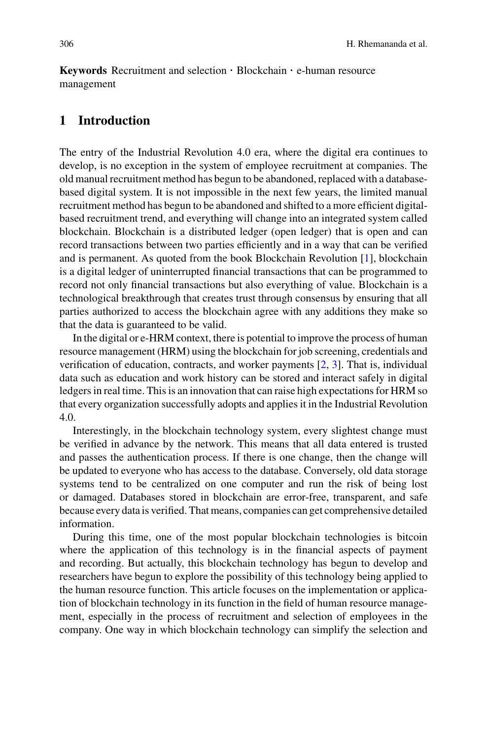**Keywords** Recruitment and selection · Blockchain · e-human resource management

## 1 Introduction

The entry of the Industrial Revolution 4.0 era, where the digital era continues to develop, is no exception in the system of employee recruitment at companies. The old manual recruitment method has begun to be abandoned, replaced with a database-based digital system. It is not impossible in the next few years, the limited manual recruitment method has begun to be abandoned and shifted to a more efficient digital-based recruitment trend, and everything will change into an integrated system called blockchain. Blockchain is a distributed ledger (open ledger) that is open and can record transactions between two parties efficiently and in a way that can be verified and is permanent. As quoted from the book Blockchain Revolution [1], blockchain is a digital ledger of uninterrupted financial transactions that can be programmed to record not only financial transactions but also everything of value. Blockchain is a technological breakthrough that creates trust through consensus by ensuring that all parties authorized to access the blockchain agree with any additions they make so that the data is guaranteed to be valid.

In the digital or e-HRM context, there is potential to improve the process of human resource management (HRM) using the blockchain for job screening, credentials and verification of education, contracts, and worker payments [2, 3]. That is, individual data such as education and work history can be stored and interact safely in digital ledgers in real time. This is an innovation that can raise high expectations for HRM so that every organization successfully adopts and applies it in the Industrial Revolution 4.0.

Interestingly, in the blockchain technology system, every slightest change must be verified in advance by the network. This means that all data entered is trusted and passes the authentication process. If there is one change, then the change will be updated to everyone who has access to the database. Conversely, old data storage systems tend to be centralized on one computer and run the risk of being lost or damaged. Databases stored in blockchain are error-free, transparent, and safe because every data is verified. That means, companies can get comprehensive detailed information.

During this time, one of the most popular blockchain technologies is bitcoin where the application of this technology is in the financial aspects of payment and recording. But actually, this blockchain technology has begun to develop and researchers have begun to explore the possibility of this technology being applied to the human resource function. This article focuses on the implementation or application of blockchain technology in its function in the field of human resource management, especially in the process of recruitment and selection of employees in the company. One way in which blockchain technology can simplify the selection and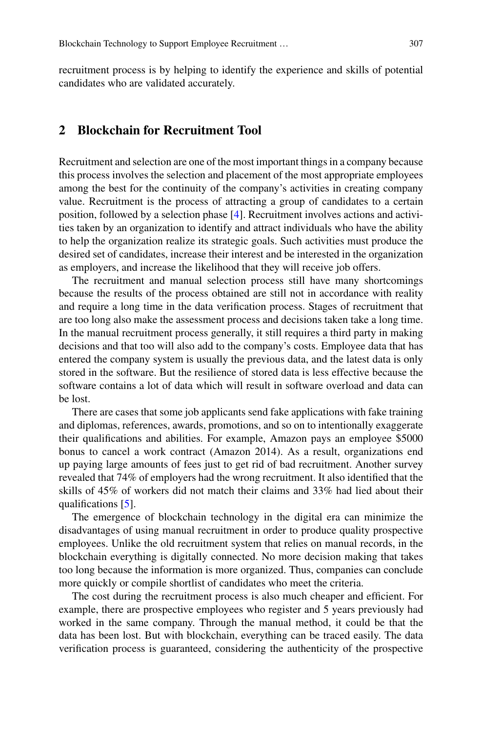recruitment process is by helping to identify the experience and skills of potential candidates who are validated accurately.

## 2 Blockchain for Recruitment Tool

Recruitment and selection are one of the most important things in a company because this process involves the selection and placement of the most appropriate employees among the best for the continuity of the company's activities in creating company value. Recruitment is the process of attracting a group of candidates to a certain position, followed by a selection phase [4]. Recruitment involves actions and activities taken by an organization to identify and attract individuals who have the ability to help the organization realize its strategic goals. Such activities must produce the desired set of candidates, increase their interest and be interested in the organization as employers, and increase the likelihood that they will receive job offers.

The recruitment and manual selection process still have many shortcomings because the results of the process obtained are still not in accordance with reality and require a long time in the data verification process. Stages of recruitment that are too long also make the assessment process and decisions taken take a long time. In the manual recruitment process generally, it still requires a third party in making decisions and that too will also add to the company's costs. Employee data that has entered the company system is usually the previous data, and the latest data is only stored in the software. But the resilience of stored data is less effective because the software contains a lot of data which will result in software overload and data can be lost.

There are cases that some job applicants send fake applications with fake training and diplomas, references, awards, promotions, and so on to intentionally exaggerate their qualifications and abilities. For example, Amazon pays an employee $5000 bonus to cancel a work contract (Amazon 2014). As a result, organizations end up paying large amounts of fees just to get rid of bad recruitment. Another survey revealed that 74% of employers had the wrong recruitment. It also identified that the skills of 45% of workers did not match their claims and 33% had lied about their qualifications [5].

The emergence of blockchain technology in the digital era can minimize the disadvantages of using manual recruitment in order to produce quality prospective employees. Unlike the old recruitment system that relies on manual records, in the blockchain everything is digitally connected. No more decision making that takes too long because the information is more organized. Thus, companies can conclude more quickly or compile shortlist of candidates who meet the criteria.

The cost during the recruitment process is also much cheaper and efficient. For example, there are prospective employees who register and 5 years previously had worked in the same company. Through the manual method, it could be that the data has been lost. But with blockchain, everything can be traced easily. The data verification process is guaranteed, considering the authenticity of the prospective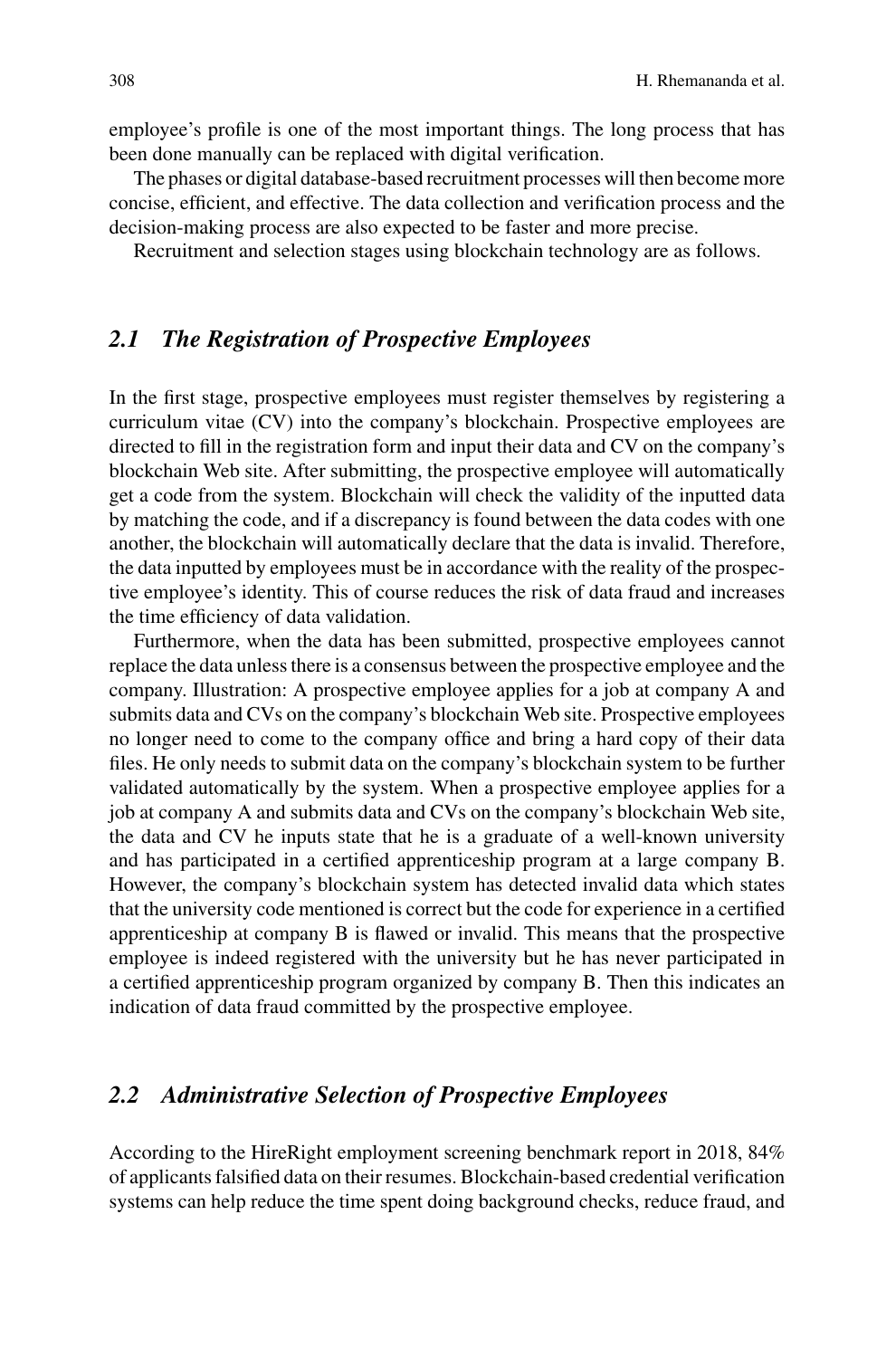employee's profile is one of the most important things. The long process that has been done manually can be replaced with digital verification.

The phases or digital database-based recruitment processes will then become more concise, efficient, and effective. The data collection and verification process and the decision-making process are also expected to be faster and more precise.

Recruitment and selection stages using blockchain technology are as follows.

## 2.1 The Registration of Prospective Employees

In the first stage, prospective employees must register themselves by registering a curriculum vitae (CV) into the company's blockchain. Prospective employees are directed to fill in the registration form and input their data and CV on the company's blockchain Web site. After submitting, the prospective employee will automatically get a code from the system. Blockchain will check the validity of the inputted data by matching the code, and if a discrepancy is found between the data codes with one another, the blockchain will automatically declare that the data is invalid. Therefore, the data inputted by employees must be in accordance with the reality of the prospective employee's identity. This of course reduces the risk of data fraud and increases the time efficiency of data validation.

Furthermore, when the data has been submitted, prospective employees cannot replace the data unless there is a consensus between the prospective employee and the company. Illustration: A prospective employee applies for a job at company A and submits data and CVs on the company's blockchain Web site. Prospective employees no longer need to come to the company office and bring a hard copy of their data files. He only needs to submit data on the company's blockchain system to be further validated automatically by the system. When a prospective employee applies for a job at company A and submits data and CVs on the company's blockchain Web site, the data and CV he inputs state that he is a graduate of a well-known university and has participated in a certified apprenticeship program at a large company B. However, the company's blockchain system has detected invalid data which states that the university code mentioned is correct but the code for experience in a certified apprenticeship at company B is flawed or invalid. This means that the prospective employee is indeed registered with the university but he has never participated in a certified apprenticeship program organized by company B. Then this indicates an indication of data fraud committed by the prospective employee.

## 2.2 Administrative Selection of Prospective Employees

According to the HireRight employment screening benchmark report in 2018, 84% of applicants falsified data on their resumes. Blockchain-based credential verification systems can help reduce the time spent doing background checks, reduce fraud, and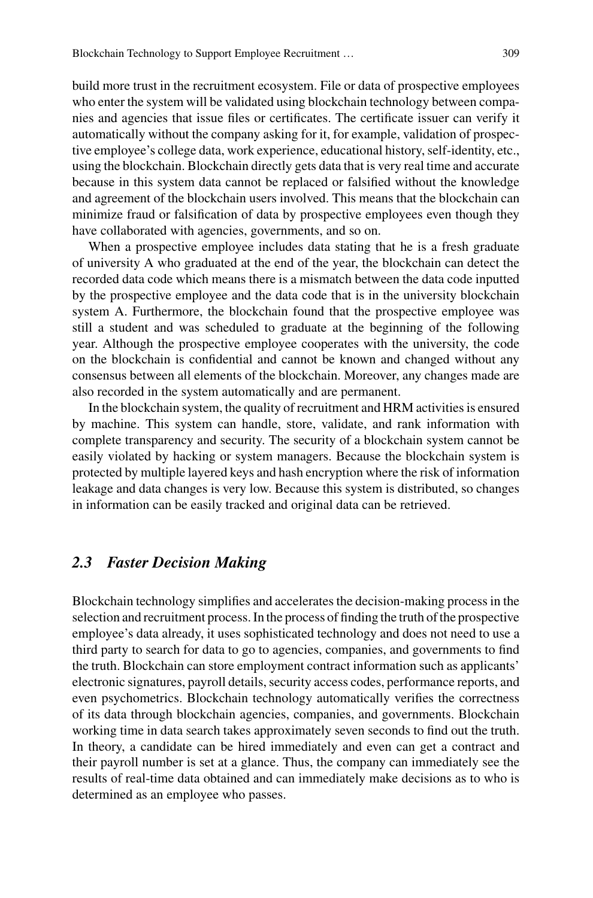build more trust in the recruitment ecosystem. File or data of prospective employees who enter the system will be validated using blockchain technology between companies and agencies that issue files or certificates. The certificate issuer can verify it automatically without the company asking for it, for example, validation of prospective employee's college data, work experience, educational history, self-identity, etc., using the blockchain. Blockchain directly gets data that is very real time and accurate because in this system data cannot be replaced or falsified without the knowledge and agreement of the blockchain users involved. This means that the blockchain can minimize fraud or falsification of data by prospective employees even though they have collaborated with agencies, governments, and so on.

When a prospective employee includes data stating that he is a fresh graduate of university A who graduated at the end of the year, the blockchain can detect the recorded data code which means there is a mismatch between the data code inputted by the prospective employee and the data code that is in the university blockchain system A. Furthermore, the blockchain found that the prospective employee was still a student and was scheduled to graduate at the beginning of the following year. Although the prospective employee cooperates with the university, the code on the blockchain is confidential and cannot be known and changed without any consensus between all elements of the blockchain. Moreover, any changes made are also recorded in the system automatically and are permanent.

In the blockchain system, the quality of recruitment and HRM activities is ensured by machine. This system can handle, store, validate, and rank information with complete transparency and security. The security of a blockchain system cannot be easily violated by hacking or system managers. Because the blockchain system is protected by multiple layered keys and hash encryption where the risk of information leakage and data changes is very low. Because this system is distributed, so changes in information can be easily tracked and original data can be retrieved.

## *2.3 Faster Decision Making*

Blockchain technology simplifies and accelerates the decision-making process in the selection and recruitment process. In the process of finding the truth of the prospective employee's data already, it uses sophisticated technology and does not need to use a third party to search for data to go to agencies, companies, and governments to find the truth. Blockchain can store employment contract information such as applicants' electronic signatures, payroll details, security access codes, performance reports, and even psychometrics. Blockchain technology automatically verifies the correctness of its data through blockchain agencies, companies, and governments. Blockchain working time in data search takes approximately seven seconds to find out the truth. In theory, a candidate can be hired immediately and even can get a contract and their payroll number is set at a glance. Thus, the company can immediately see the results of real-time data obtained and can immediately make decisions as to who is determined as an employee who passes.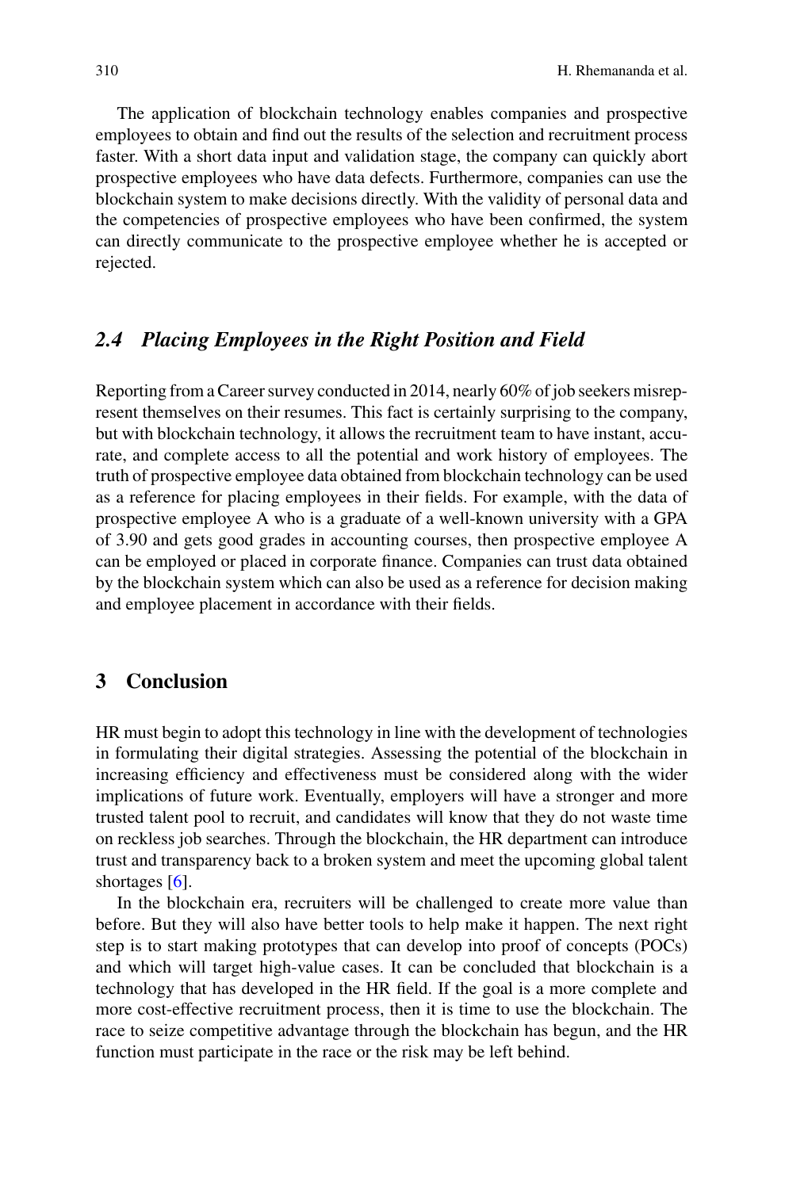The application of blockchain technology enables companies and prospective employees to obtain and find out the results of the selection and recruitment process faster. With a short data input and validation stage, the company can quickly abort prospective employees who have data defects. Furthermore, companies can use the blockchain system to make decisions directly. With the validity of personal data and the competencies of prospective employees who have been confirmed, the system can directly communicate to the prospective employee whether he is accepted or rejected.

### *2.4 Placing Employees in the Right Position and Field*

Reporting from a Career survey conducted in 2014, nearly 60% of job seekers misrepresent themselves on their resumes. This fact is certainly surprising to the company, but with blockchain technology, it allows the recruitment team to have instant, accurate, and complete access to all the potential and work history of employees. The truth of prospective employee data obtained from blockchain technology can be used as a reference for placing employees in their fields. For example, with the data of prospective employee A who is a graduate of a well-known university with a GPA of 3.90 and gets good grades in accounting courses, then prospective employee A can be employed or placed in corporate finance. Companies can trust data obtained by the blockchain system which can also be used as a reference for decision making and employee placement in accordance with their fields.

## 3 Conclusion

HR must begin to adopt this technology in line with the development of technologies in formulating their digital strategies. Assessing the potential of the blockchain in increasing efficiency and effectiveness must be considered along with the wider implications of future work. Eventually, employers will have a stronger and more trusted talent pool to recruit, and candidates will know that they do not waste time on reckless job searches. Through the blockchain, the HR department can introduce trust and transparency back to a broken system and meet the upcoming global talent shortages [6].

In the blockchain era, recruiters will be challenged to create more value than before. But they will also have better tools to help make it happen. The next right step is to start making prototypes that can develop into proof of concepts (POCs) and which will target high-value cases. It can be concluded that blockchain is a technology that has developed in the HR field. If the goal is a more complete and more cost-effective recruitment process, then it is time to use the blockchain. The race to seize competitive advantage through the blockchain has begun, and the HR function must participate in the race or the risk may be left behind.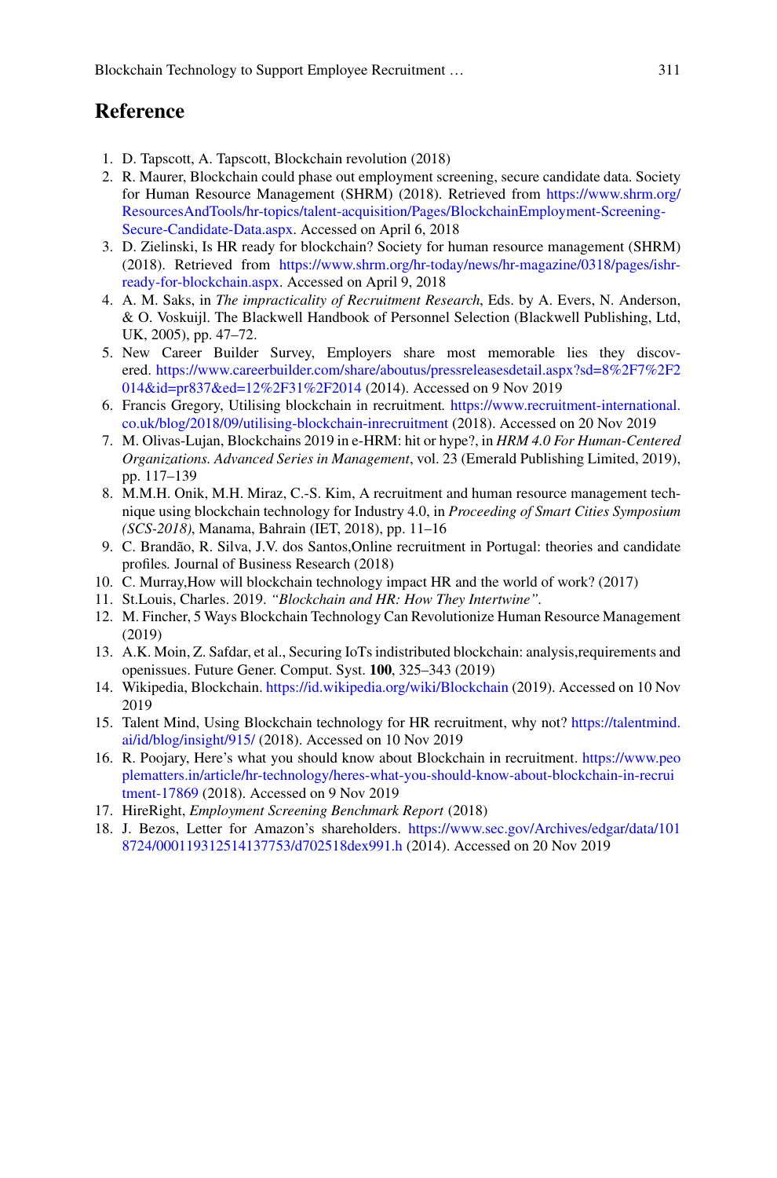## Reference

1. D. Tapscott, A. Tapscott, Blockchain revolution (2018)
2. R. Maurer, Blockchain could phase out employment screening, secure candidate data. Society for Human Resource Management (SHRM) (2018). Retrieved from https://www.shrm.org/ResourcesAndTools/hr-topics/talent-acquisition/Pages/BlockchainEmployment-Screening-Secure-Candidate-Data.aspx. Accessed on April 6, 2018
3. D. Zielinski, Is HR ready for blockchain? Society for human resource management (SHRM) (2018). Retrieved from https://www.shrm.org/hr-today/news/hr-magazine/0318/pages/ishr-ready-for-blockchain.aspx. Accessed on April 9, 2018
4. A. M. Saks, in *The impracticality of Recruitment Research*, Eds. by A. Evers, N. Anderson, & O. Voskuijl. The Blackwell Handbook of Personnel Selection (Blackwell Publishing, Ltd, UK, 2005), pp. 47–72.
5. New Career Builder Survey, Employers share most memorable lies they discovered. https://www.careerbuilder.com/share/aboutus/pressreleasesdetail.aspx?sd=8%2F7%2F2014&id=pr837&ed=12%2F31%2F2014 (2014). Accessed on 9 Nov 2019
6. Francis Gregory, Utilising blockchain in recruitment. https://www.recruitment-international.co.uk/blog/2018/09/utilising-blockchain-inrecruitment (2018). Accessed on 20 Nov 2019
7. M. Olivas-Lujan, Blockchains 2019 in e-HRM: hit or hype?, in *HRM 4.0 For Human-Centered Organizations. Advanced Series in Management*, vol. 23 (Emerald Publishing Limited, 2019), pp. 117–139
8. M.M.H. Onik, M.H. Miraz, C.-S. Kim, A recruitment and human resource management technique using blockchain technology for Industry 4.0, in *Proceeding of Smart Cities Symposium (SCS-2018)*, Manama, Bahrain (IET, 2018), pp. 11–16
9. C. Brandão, R. Silva, J.V. dos Santos,Online recruitment in Portugal: theories and candidate profiles. Journal of Business Research (2018)
10. C. Murray,How will blockchain technology impact HR and the world of work? (2017)
11. St.Louis, Charles. 2019. *"Blockchain and HR: How They Intertwine"*.
12. M. Fincher, 5 Ways Blockchain Technology Can Revolutionize Human Resource Management (2019)
13. A.K. Moin, Z. Safdar, et al., Securing IoTs indistributed blockchain: analysis,requirements and openissues. Future Gener. Comput. Syst. **100**, 325–343 (2019)
14. Wikipedia, Blockchain. https://id.wikipedia.org/wiki/Blockchain (2019). Accessed on 10 Nov 2019
15. Talent Mind, Using Blockchain technology for HR recruitment, why not? https://talentmind.ai/id/blog/insight/915/ (2018). Accessed on 10 Nov 2019
16. R. Poojary, Here's what you should know about Blockchain in recruitment. https://www.peoplematters.in/article/hr-technology/heres-what-you-should-know-about-blockchain-in-recruitment-17869 (2018). Accessed on 9 Nov 2019
17. HireRight, *Employment Screening Benchmark Report* (2018)
18. J. Bezos, Letter for Amazon's shareholders. https://www.sec.gov/Archives/edgar/data/1018724/000119312514137753/d702518dex991.h (2014). Accessed on 20 Nov 2019